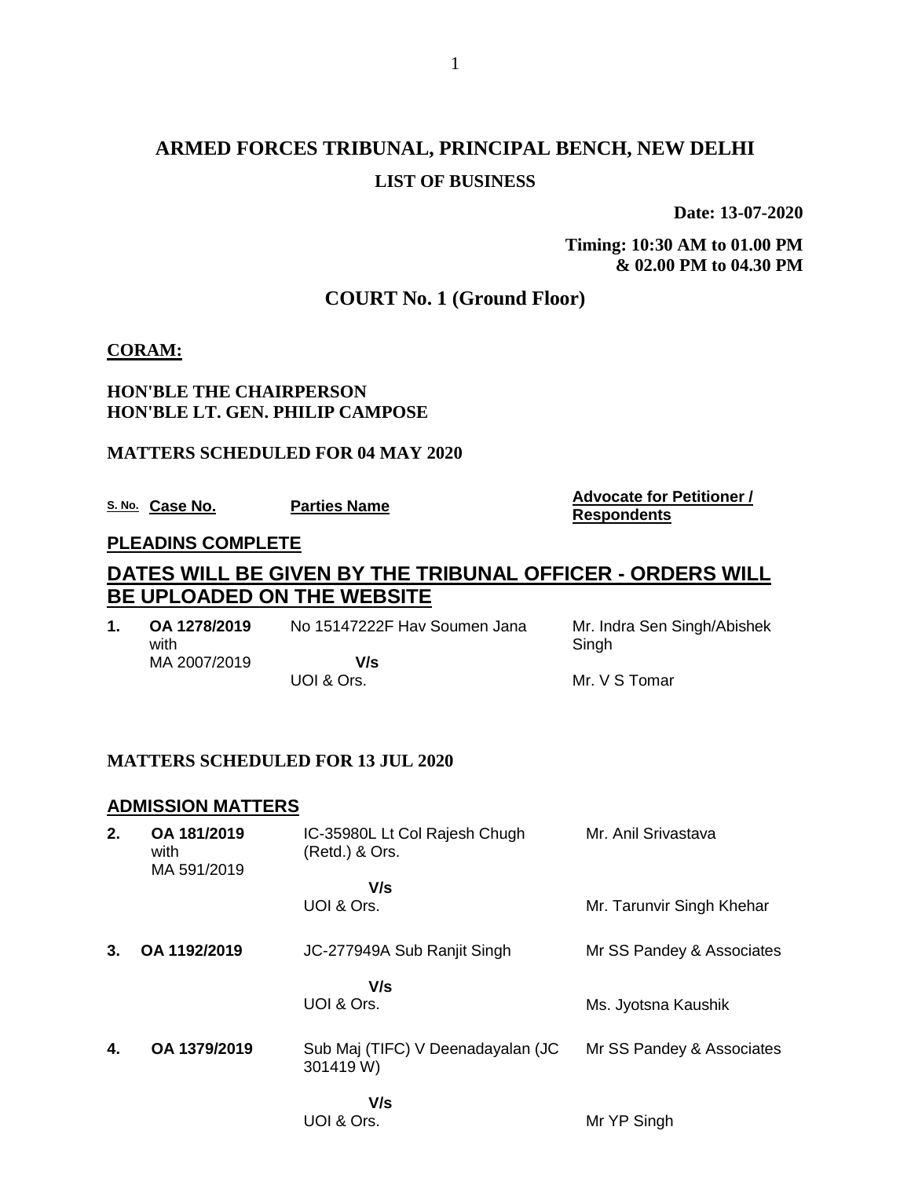# ARMED FORCES TRIBUNAL, PRINCIPAL BENCH, NEW DELHI

## LIST OF BUSINESS

**Date: 13-07-2020**

**Timing: 10:30 AM to 01.00 PM & 02.00 PM to 04.30 PM**

## COURT No. 1 (Ground Floor)

**CORAM:**

**HON'BLE THE CHAIRPERSON**
**HON'BLE LT. GEN. PHILIP CAMPOSE**

**MATTERS SCHEDULED FOR 04 MAY 2020**

| S. No. | Case No. | Parties Name | Advocate for Petitioner / Respondents |
|---|---|---|---|

**PLEADINS COMPLETE**

**DATES WILL BE GIVEN BY THE TRIBUNAL OFFICER - ORDERS WILL BE UPLOADED ON THE WEBSITE**

| S. No. | Case No. | Parties Name | Advocate for Petitioner / Respondents |
|---|---|---|---|
| 1. | OA 1278/2019 with MA 2007/2019 | No 15147222F Hav Soumen Jana V/s UOI & Ors. | Mr. Indra Sen Singh/Abishek Singh<br>Mr. V S Tomar |

**MATTERS SCHEDULED FOR 13 JUL 2020**

**ADMISSION MATTERS**

| S. No. | Case No. | Parties Name | Advocate for Petitioner / Respondents |
|---|---|---|---|
| 2. | OA 181/2019 with MA 591/2019 | IC-35980L Lt Col Rajesh Chugh (Retd.) & Ors. V/s UOI & Ors. | Mr. Anil Srivastava<br>Mr. Tarunvir Singh Khehar |
| 3. | OA 1192/2019 | JC-277949A Sub Ranjit Singh V/s UOI & Ors. | Mr SS Pandey & Associates<br>Ms. Jyotsna Kaushik |
| 4. | OA 1379/2019 | Sub Maj (TIFC) V Deenadayalan (JC 301419 W) V/s UOI & Ors. | Mr SS Pandey & Associates<br>Mr YP Singh |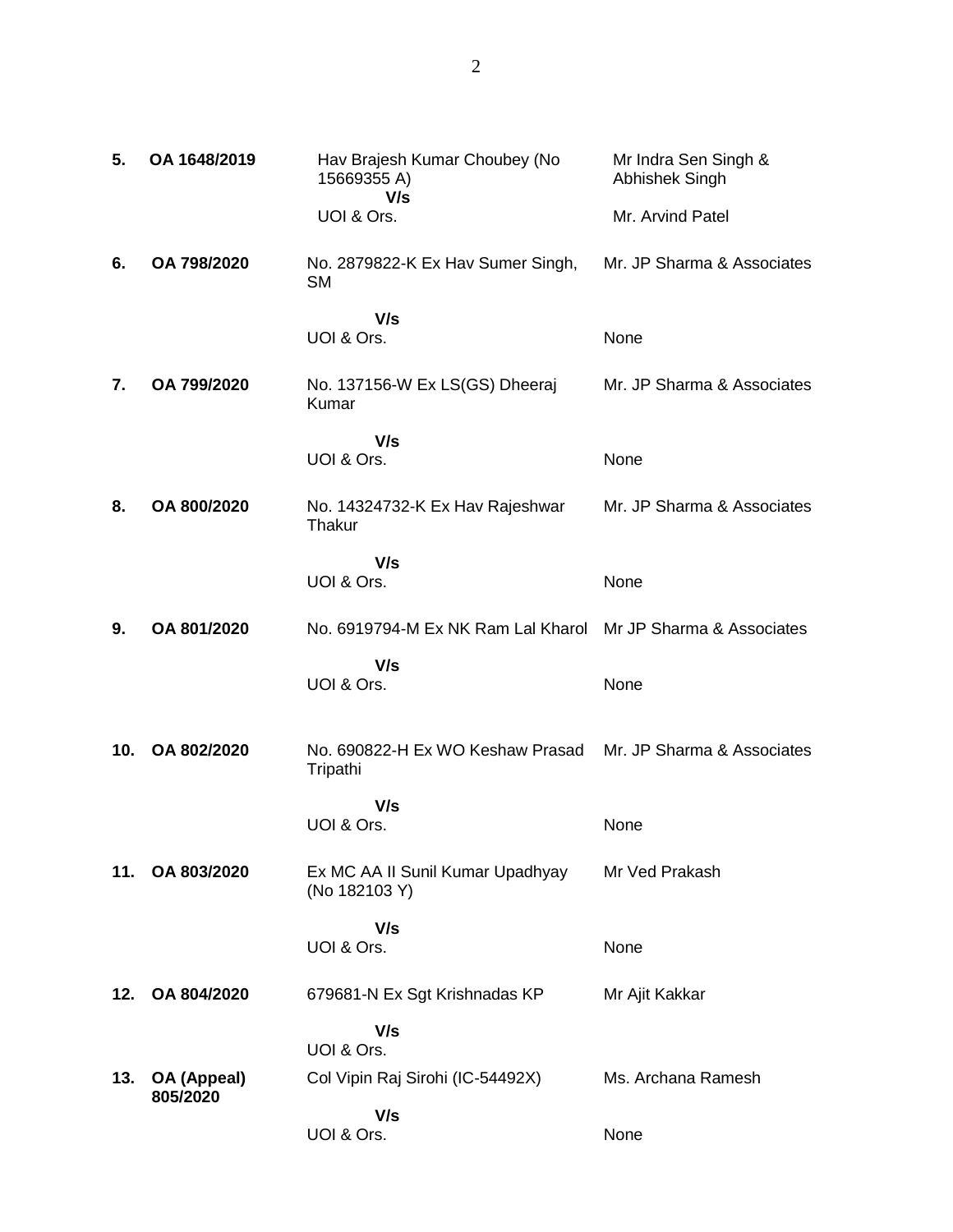| | | | |
|---|---|---|---|
| **5.** | **OA 1648/2019** | Hav Brajesh Kumar Choubey (No 15669355 A)<br>**V/s**<br>UOI & Ors. | Mr Indra Sen Singh & Abhishek Singh<br><br>Mr. Arvind Patel |
| **6.** | **OA 798/2020** | No. 2879822-K Ex Hav Sumer Singh, SM<br>**V/s**<br>UOI & Ors. | Mr. JP Sharma & Associates<br><br>None |
| **7.** | **OA 799/2020** | No. 137156-W Ex LS(GS) Dheeraj Kumar<br>**V/s**<br>UOI & Ors. | Mr. JP Sharma & Associates<br><br>None |
| **8.** | **OA 800/2020** | No. 14324732-K Ex Hav Rajeshwar Thakur<br>**V/s**<br>UOI & Ors. | Mr. JP Sharma & Associates<br><br>None |
| **9.** | **OA 801/2020** | No. 6919794-M Ex NK Ram Lal Kharol<br>**V/s**<br>UOI & Ors. | Mr JP Sharma & Associates<br><br>None |
| **10.** | **OA 802/2020** | No. 690822-H Ex WO Keshaw Prasad Tripathi<br>**V/s**<br>UOI & Ors. | Mr. JP Sharma & Associates<br><br>None |
| **11.** | **OA 803/2020** | Ex MC AA II Sunil Kumar Upadhyay (No 182103 Y)<br>**V/s**<br>UOI & Ors. | Mr Ved Prakash<br><br>None |
| **12.** | **OA 804/2020** | 679681-N Ex Sgt Krishnadas KP<br>**V/s**<br>UOI & Ors. | Mr Ajit Kakkar |
| **13.** | **OA (Appeal) 805/2020** | Col Vipin Raj Sirohi (IC-54492X)<br>**V/s**<br>UOI & Ors. | Ms. Archana Ramesh<br><br>None |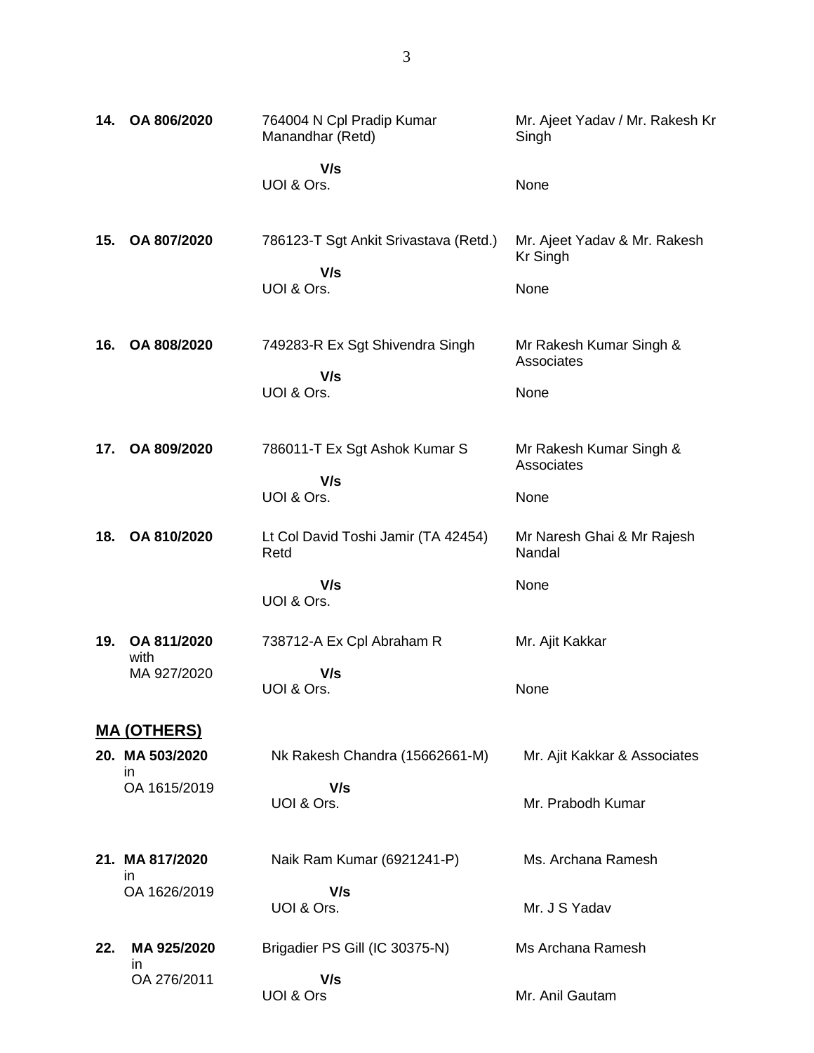| | | | |
|---|---|---|---|
| **14.** | **OA 806/2020** | 764004 N Cpl Pradip Kumar Manandhar (Retd)<br><br>**V/s**<br>UOI & Ors. | Mr. Ajeet Yadav / Mr. Rakesh Kr Singh<br><br>None |
| **15.** | **OA 807/2020** | 786123-T Sgt Ankit Srivastava (Retd.)<br><br>**V/s**<br>UOI & Ors. | Mr. Ajeet Yadav & Mr. Rakesh Kr Singh<br><br>None |
| **16.** | **OA 808/2020** | 749283-R Ex Sgt Shivendra Singh<br><br>**V/s**<br>UOI & Ors. | Mr Rakesh Kumar Singh & Associates<br><br>None |
| **17.** | **OA 809/2020** | 786011-T Ex Sgt Ashok Kumar S<br><br>**V/s**<br>UOI & Ors. | Mr Rakesh Kumar Singh & Associates<br><br>None |
| **18.** | **OA 810/2020** | Lt Col David Toshi Jamir (TA 42454) Retd<br><br>**V/s**<br>UOI & Ors. | Mr Naresh Ghai & Mr Rajesh Nandal<br><br>None |
| **19.** | **OA 811/2020** with MA 927/2020 | 738712-A Ex Cpl Abraham R<br><br>**V/s**<br>UOI & Ors. | Mr. Ajit Kakkar<br><br>None |

## MA (OTHERS)

| | | | |
|---|---|---|---|
| **20.** | **MA 503/2020** in OA 1615/2019 | Nk Rakesh Chandra (15662661-M)<br><br>**V/s**<br>UOI & Ors. | Mr. Ajit Kakkar & Associates<br><br>Mr. Prabodh Kumar |
| **21.** | **MA 817/2020** in OA 1626/2019 | Naik Ram Kumar (6921241-P)<br><br>**V/s**<br>UOI & Ors. | Ms. Archana Ramesh<br><br>Mr. J S Yadav |
| **22.** | **MA 925/2020** in OA 276/2011 | Brigadier PS Gill (IC 30375-N)<br><br>**V/s**<br>UOI & Ors | Ms Archana Ramesh<br><br>Mr. Anil Gautam |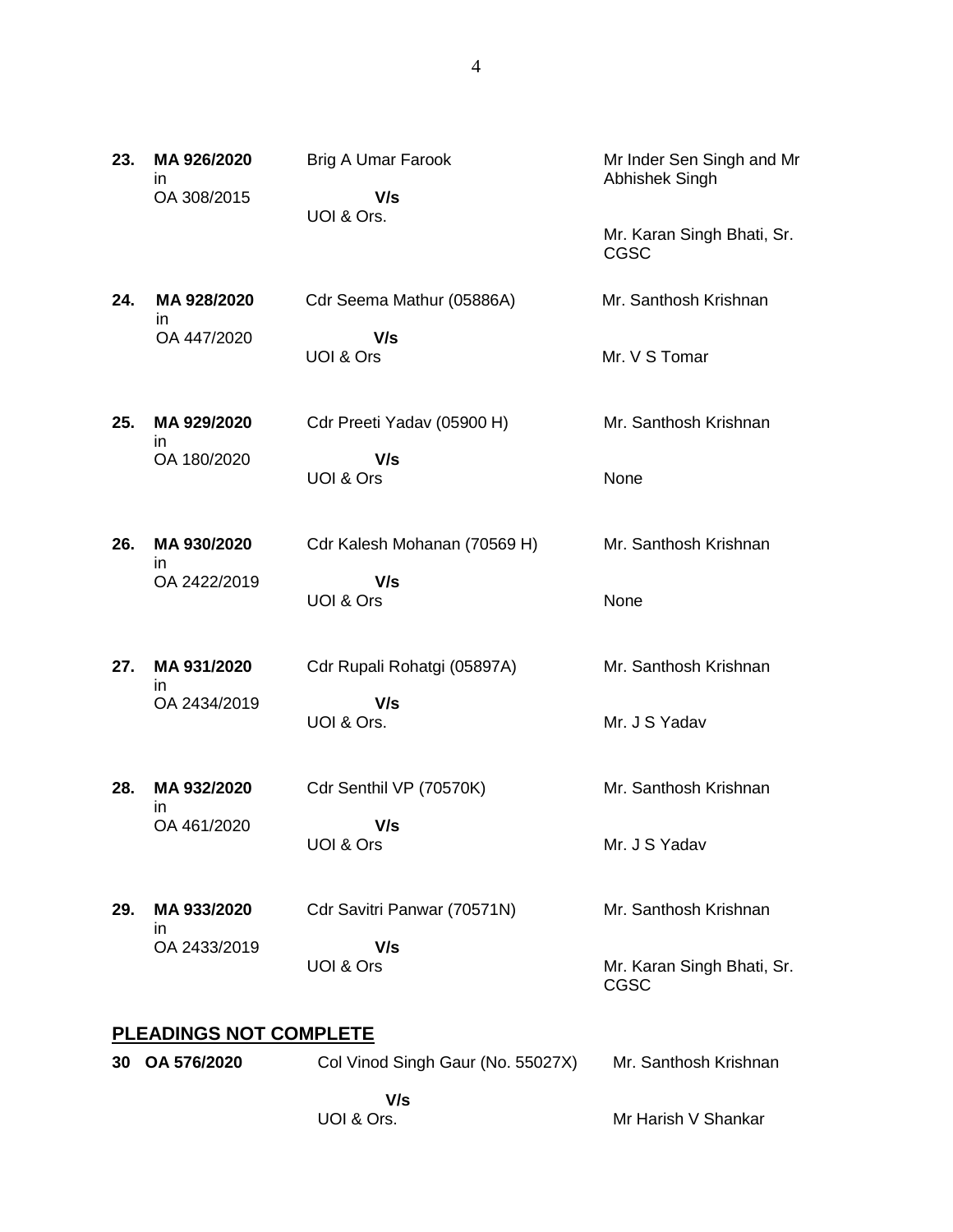| | | | |
|---|---|---|---|
| **23.** | **MA 926/2020** in OA 308/2015 | Brig A Umar Farook **V/s** UOI & Ors. | Mr Inder Sen Singh and Mr Abhishek Singh<br><br>Mr. Karan Singh Bhati, Sr. CGSC |
| **24.** | **MA 928/2020** in OA 447/2020 | Cdr Seema Mathur (05886A) **V/s** UOI & Ors | Mr. Santhosh Krishnan<br><br>Mr. V S Tomar |
| **25.** | **MA 929/2020** in OA 180/2020 | Cdr Preeti Yadav (05900 H) **V/s** UOI & Ors | Mr. Santhosh Krishnan<br><br>None |
| **26.** | **MA 930/2020** in OA 2422/2019 | Cdr Kalesh Mohanan (70569 H) **V/s** UOI & Ors | Mr. Santhosh Krishnan<br><br>None |
| **27.** | **MA 931/2020** in OA 2434/2019 | Cdr Rupali Rohatgi (05897A) **V/s** UOI & Ors. | Mr. Santhosh Krishnan<br><br>Mr. J S Yadav |
| **28.** | **MA 932/2020** in OA 461/2020 | Cdr Senthil VP (70570K) **V/s** UOI & Ors | Mr. Santhosh Krishnan<br><br>Mr. J S Yadav |
| **29.** | **MA 933/2020** in OA 2433/2019 | Cdr Savitri Panwar (70571N) **V/s** UOI & Ors | Mr. Santhosh Krishnan<br><br>Mr. Karan Singh Bhati, Sr. CGSC |

## PLEADINGS NOT COMPLETE

| | | | |
|---|---|---|---|
| **30** | **OA 576/2020** | Col Vinod Singh Gaur (No. 55027X) **V/s** UOI & Ors. | Mr. Santhosh Krishnan<br><br>Mr Harish V Shankar |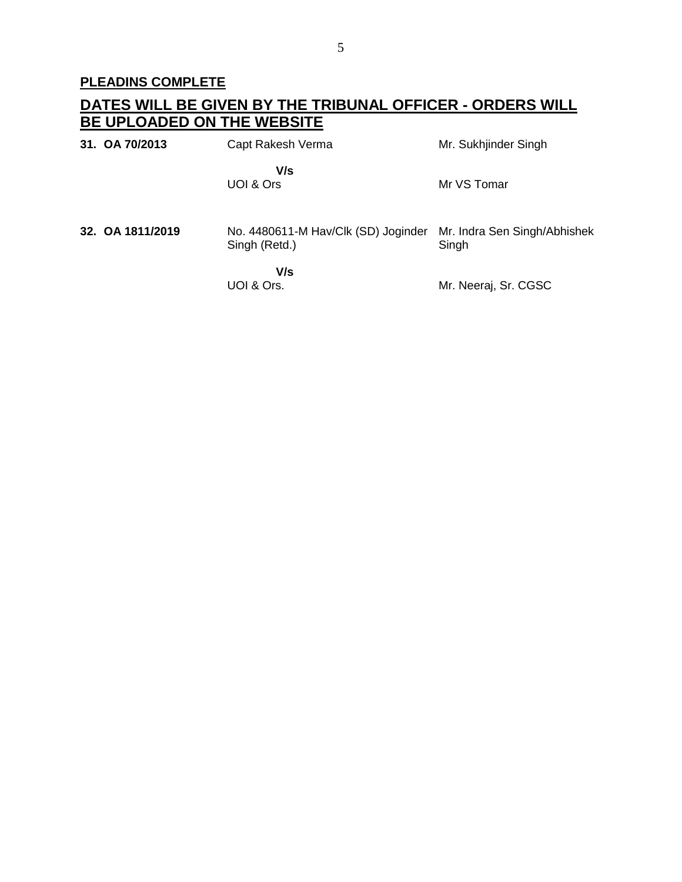**PLEADINS COMPLETE**

## DATES WILL BE GIVEN BY THE TRIBUNAL OFFICER - ORDERS WILL BE UPLOADED ON THE WEBSITE

| | | |
|---|---|---|
| **31. OA 70/2013** | Capt Rakesh Verma | Mr. Sukhjinder Singh |
| | **V/s** | |
| | UOI & Ors | Mr VS Tomar |
| **32. OA 1811/2019** | No. 4480611-M Hav/Clk (SD) Joginder Singh (Retd.) | Mr. Indra Sen Singh/Abhishek Singh |
| | **V/s** | |
| | UOI & Ors. | Mr. Neeraj, Sr. CGSC |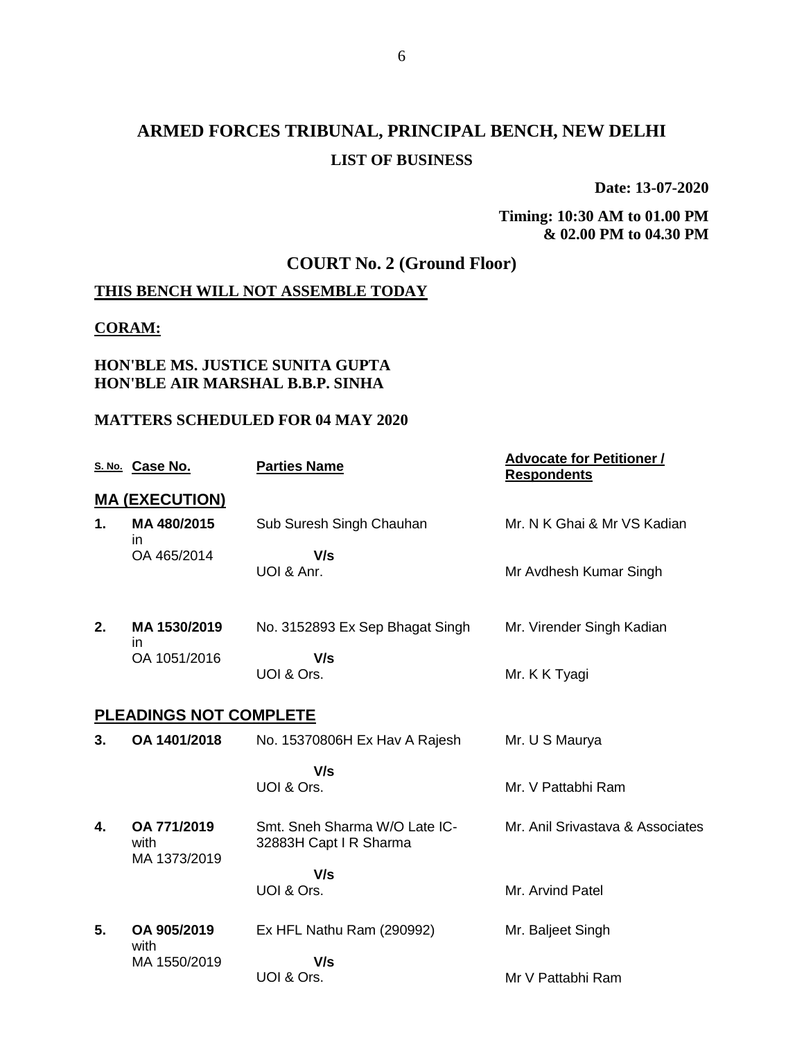# ARMED FORCES TRIBUNAL, PRINCIPAL BENCH, NEW DELHI

## LIST OF BUSINESS

**Date: 13-07-2020**

**Timing: 10:30 AM to 01.00 PM & 02.00 PM to 04.30 PM**

## COURT No. 2 (Ground Floor)

**THIS BENCH WILL NOT ASSEMBLE TODAY**

**CORAM:**

**HON'BLE MS. JUSTICE SUNITA GUPTA**
**HON'BLE AIR MARSHAL B.B.P. SINHA**

**MATTERS SCHEDULED FOR 04 MAY 2020**

| S. No. | Case No. | Parties Name | Advocate for Petitioner / Respondents |
|---|---|---|---|
| **MA (EXECUTION)** | | | |
| **1.** | **MA 480/2015** in OA 465/2014 | Sub Suresh Singh Chauhan **V/s** UOI & Anr. | Mr. N K Ghai & Mr VS Kadian / Mr Avdhesh Kumar Singh |
| **2.** | **MA 1530/2019** in OA 1051/2016 | No. 3152893 Ex Sep Bhagat Singh **V/s** UOI & Ors. | Mr. Virender Singh Kadian / Mr. K K Tyagi |
| **PLEADINGS NOT COMPLETE** | | | |
| **3.** | **OA 1401/2018** | No. 15370806H Ex Hav A Rajesh **V/s** UOI & Ors. | Mr. U S Maurya / Mr. V Pattabhi Ram |
| **4.** | **OA 771/2019** with MA 1373/2019 | Smt. Sneh Sharma W/O Late IC-32883H Capt I R Sharma **V/s** UOI & Ors. | Mr. Anil Srivastava & Associates / Mr. Arvind Patel |
| **5.** | **OA 905/2019** with MA 1550/2019 | Ex HFL Nathu Ram (290992) **V/s** UOI & Ors. | Mr. Baljeet Singh / Mr V Pattabhi Ram |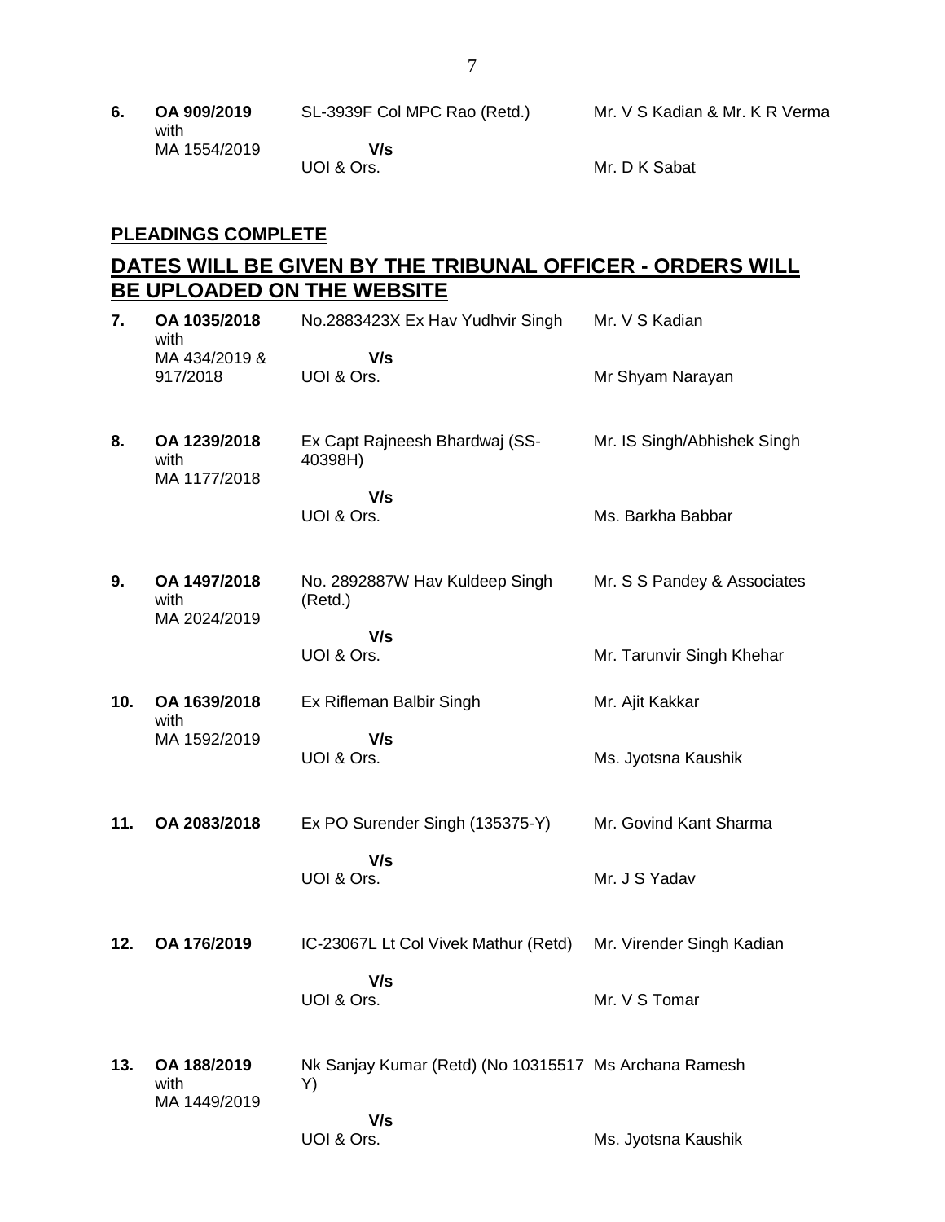| | | | |
|---|---|---|---|
| **6.** | **OA 909/2019** with MA 1554/2019 | SL-3939F Col MPC Rao (Retd.) **V/s** UOI & Ors. | Mr. V S Kadian & Mr. K R Verma<br>Mr. D K Sabat |

## PLEADINGS COMPLETE

## DATES WILL BE GIVEN BY THE TRIBUNAL OFFICER - ORDERS WILL BE UPLOADED ON THE WEBSITE

| | | | |
|---|---|---|---|
| **7.** | **OA 1035/2018** with MA 434/2019 & 917/2018 | No.2883423X Ex Hav Yudhvir Singh **V/s** UOI & Ors. | Mr. V S Kadian<br>Mr Shyam Narayan |
| **8.** | **OA 1239/2018** with MA 1177/2018 | Ex Capt Rajneesh Bhardwaj (SS-40398H) **V/s** UOI & Ors. | Mr. IS Singh/Abhishek Singh<br>Ms. Barkha Babbar |
| **9.** | **OA 1497/2018** with MA 2024/2019 | No. 2892887W Hav Kuldeep Singh (Retd.) **V/s** UOI & Ors. | Mr. S S Pandey & Associates<br>Mr. Tarunvir Singh Khehar |
| **10.** | **OA 1639/2018** with MA 1592/2019 | Ex Rifleman Balbir Singh **V/s** UOI & Ors. | Mr. Ajit Kakkar<br>Ms. Jyotsna Kaushik |
| **11.** | **OA 2083/2018** | Ex PO Surender Singh (135375-Y) **V/s** UOI & Ors. | Mr. Govind Kant Sharma<br>Mr. J S Yadav |
| **12.** | **OA 176/2019** | IC-23067L Lt Col Vivek Mathur (Retd) **V/s** UOI & Ors. | Mr. Virender Singh Kadian<br>Mr. V S Tomar |
| **13.** | **OA 188/2019** with MA 1449/2019 | Nk Sanjay Kumar (Retd) (No 10315517 Y) **V/s** UOI & Ors. | Ms Archana Ramesh<br>Ms. Jyotsna Kaushik |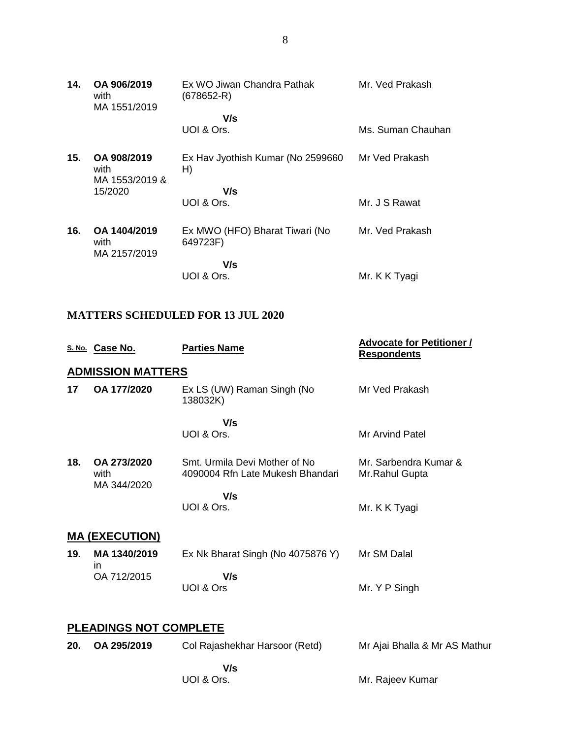| | | | |
|---|---|---|---|
| **14.** | **OA 906/2019** with MA 1551/2019 | Ex WO Jiwan Chandra Pathak (678652-R) | Mr. Ved Prakash |
| | | **V/s** UOI & Ors. | Ms. Suman Chauhan |
| **15.** | **OA 908/2019** with MA 1553/2019 & 15/2020 | Ex Hav Jyothish Kumar (No 2599660 H) | Mr Ved Prakash |
| | | **V/s** UOI & Ors. | Mr. J S Rawat |
| **16.** | **OA 1404/2019** with MA 2157/2019 | Ex MWO (HFO) Bharat Tiwari (No 649723F) | Mr. Ved Prakash |
| | | **V/s** UOI & Ors. | Mr. K K Tyagi |

## MATTERS SCHEDULED FOR 13 JUL 2020

| S. No. | Case No. | Parties Name | Advocate for Petitioner / Respondents |
|---|---|---|---|
| **ADMISSION MATTERS** | | | |
| **17** | **OA 177/2020** | Ex LS (UW) Raman Singh (No 138032K) | Mr Ved Prakash |
| | | **V/s** UOI & Ors. | Mr Arvind Patel |
| **18.** | **OA 273/2020** with MA 344/2020 | Smt. Urmila Devi Mother of No 4090004 Rfn Late Mukesh Bhandari | Mr. Sarbendra Kumar & Mr.Rahul Gupta |
| | | **V/s** UOI & Ors. | Mr. K K Tyagi |
| **MA (EXECUTION)** | | | |
| **19.** | **MA 1340/2019** in OA 712/2015 | Ex Nk Bharat Singh (No 4075876 Y) | Mr SM Dalal |
| | | **V/s** UOI & Ors | Mr. Y P Singh |
| **PLEADINGS NOT COMPLETE** | | | |
| **20.** | **OA 295/2019** | Col Rajashekhar Harsoor (Retd) | Mr Ajai Bhalla & Mr AS Mathur |
| | | **V/s** UOI & Ors. | Mr. Rajeev Kumar |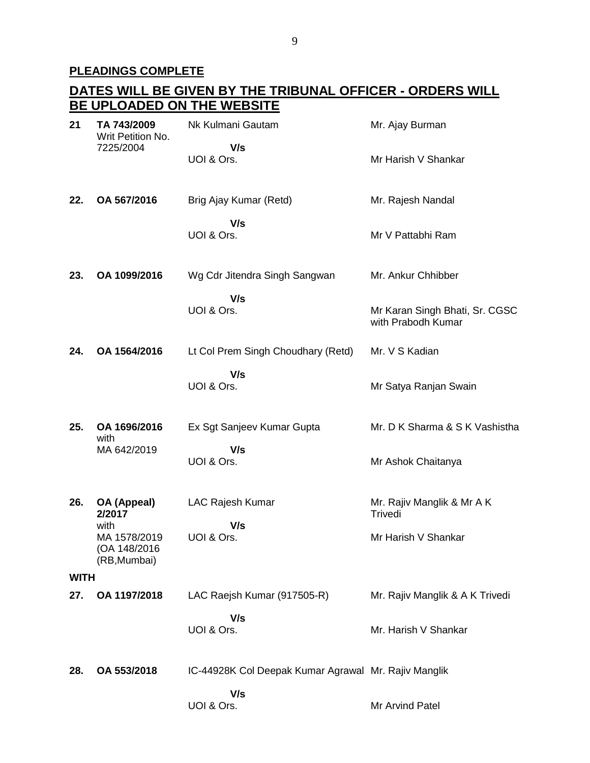**PLEADINGS COMPLETE**

**DATES WILL BE GIVEN BY THE TRIBUNAL OFFICER - ORDERS WILL BE UPLOADED ON THE WEBSITE**

| | | | |
|---|---|---|---|
| **21** | **TA 743/2009** Writ Petition No. 7225/2004 | Nk Kulmani Gautam **V/s** UOI & Ors. | Mr. Ajay Burman<br>Mr Harish V Shankar |
| **22.** | **OA 567/2016** | Brig Ajay Kumar (Retd) **V/s** UOI & Ors. | Mr. Rajesh Nandal<br>Mr V Pattabhi Ram |
| **23.** | **OA 1099/2016** | Wg Cdr Jitendra Singh Sangwan **V/s** UOI & Ors. | Mr. Ankur Chhibber<br>Mr Karan Singh Bhati, Sr. CGSC with Prabodh Kumar |
| **24.** | **OA 1564/2016** | Lt Col Prem Singh Choudhary (Retd) **V/s** UOI & Ors. | Mr. V S Kadian<br>Mr Satya Ranjan Swain |
| **25.** | **OA 1696/2016** with MA 642/2019 | Ex Sgt Sanjeev Kumar Gupta **V/s** UOI & Ors. | Mr. D K Sharma & S K Vashistha<br>Mr Ashok Chaitanya |
| **26.** | **OA (Appeal) 2/2017** with MA 1578/2019 (OA 148/2016 (RB,Mumbai) | LAC Rajesh Kumar **V/s** UOI & Ors. | Mr. Rajiv Manglik & Mr A K Trivedi<br>Mr Harish V Shankar |
| **WITH** | | | |
| **27.** | **OA 1197/2018** | LAC Raejsh Kumar (917505-R) **V/s** UOI & Ors. | Mr. Rajiv Manglik & A K Trivedi<br>Mr. Harish V Shankar |
| **28.** | **OA 553/2018** | IC-44928K Col Deepak Kumar Agrawal **V/s** UOI & Ors. | Mr. Rajiv Manglik<br>Mr Arvind Patel |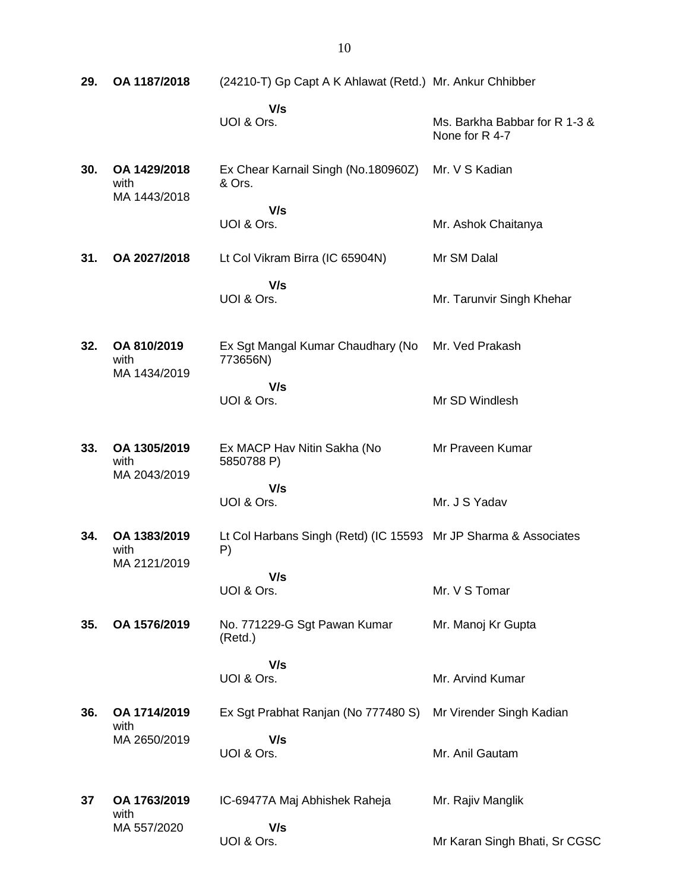| | | | |
|---|---|---|---|
| **29.** | **OA 1187/2018** | (24210-T) Gp Capt A K Ahlawat (Retd.) | Mr. Ankur Chhibber |
| | | **V/s** | |
| | | UOI & Ors. | Ms. Barkha Babbar for R 1-3 & None for R 4-7 |
| **30.** | **OA 1429/2018** with MA 1443/2018 | Ex Chear Karnail Singh (No.180960Z) & Ors. | Mr. V S Kadian |
| | | **V/s** | |
| | | UOI & Ors. | Mr. Ashok Chaitanya |
| **31.** | **OA 2027/2018** | Lt Col Vikram Birra (IC 65904N) | Mr SM Dalal |
| | | **V/s** | |
| | | UOI & Ors. | Mr. Tarunvir Singh Khehar |
| **32.** | **OA 810/2019** with MA 1434/2019 | Ex Sgt Mangal Kumar Chaudhary (No 773656N) | Mr. Ved Prakash |
| | | **V/s** | |
| | | UOI & Ors. | Mr SD Windlesh |
| **33.** | **OA 1305/2019** with MA 2043/2019 | Ex MACP Hav Nitin Sakha (No 5850788 P) | Mr Praveen Kumar |
| | | **V/s** | |
| | | UOI & Ors. | Mr. J S Yadav |
| **34.** | **OA 1383/2019** with MA 2121/2019 | Lt Col Harbans Singh (Retd) (IC 15593 P) | Mr JP Sharma & Associates |
| | | **V/s** | |
| | | UOI & Ors. | Mr. V S Tomar |
| **35.** | **OA 1576/2019** | No. 771229-G Sgt Pawan Kumar (Retd.) | Mr. Manoj Kr Gupta |
| | | **V/s** | |
| | | UOI & Ors. | Mr. Arvind Kumar |
| **36.** | **OA 1714/2019** with MA 2650/2019 | Ex Sgt Prabhat Ranjan (No 777480 S) | Mr Virender Singh Kadian |
| | | **V/s** | |
| | | UOI & Ors. | Mr. Anil Gautam |
| **37** | **OA 1763/2019** with MA 557/2020 | IC-69477A Maj Abhishek Raheja | Mr. Rajiv Manglik |
| | | **V/s** | |
| | | UOI & Ors. | Mr Karan Singh Bhati, Sr CGSC |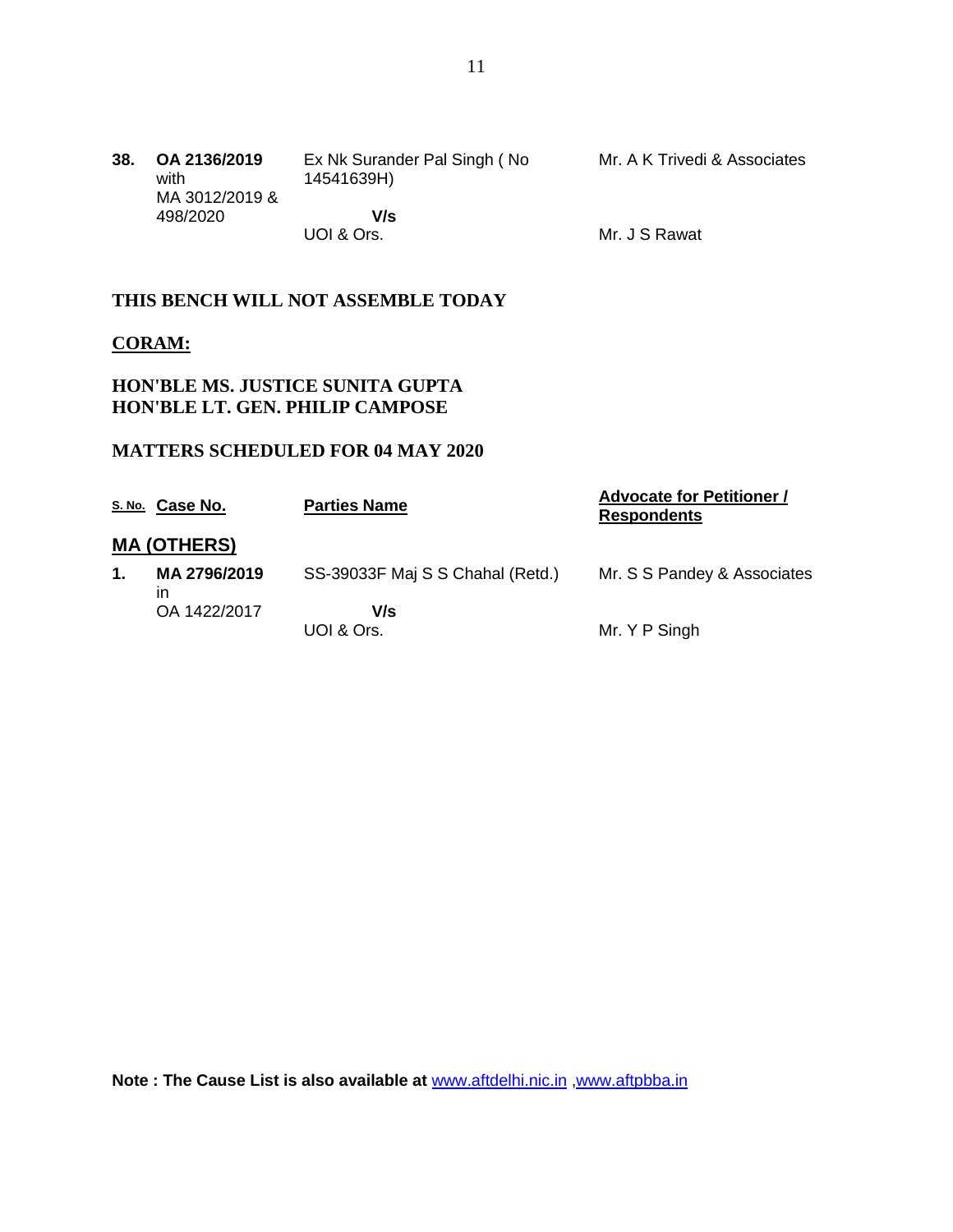| | | | |
|---|---|---|---|
| **38.** | **OA 2136/2019** with MA 3012/2019 & 498/2020 | Ex Nk Surander Pal Singh ( No 14541639H) **V/s** UOI & Ors. | Mr. A K Trivedi & Associates<br><br>Mr. J S Rawat |

**THIS BENCH WILL NOT ASSEMBLE TODAY**

**CORAM:**

**HON'BLE MS. JUSTICE SUNITA GUPTA**
**HON'BLE LT. GEN. PHILIP CAMPOSE**

**MATTERS SCHEDULED FOR 04 MAY 2020**

| S. No. | Case No. | Parties Name | Advocate for Petitioner / Respondents |
|---|---|---|---|
| **MA (OTHERS)** | | | |
| **1.** | **MA 2796/2019** in OA 1422/2017 | SS-39033F Maj S S Chahal (Retd.) **V/s** UOI & Ors. | Mr. S S Pandey & Associates<br><br>Mr. Y P Singh |

**Note : The Cause List is also available at** www.aftdelhi.nic.in ,www.aftpbba.in